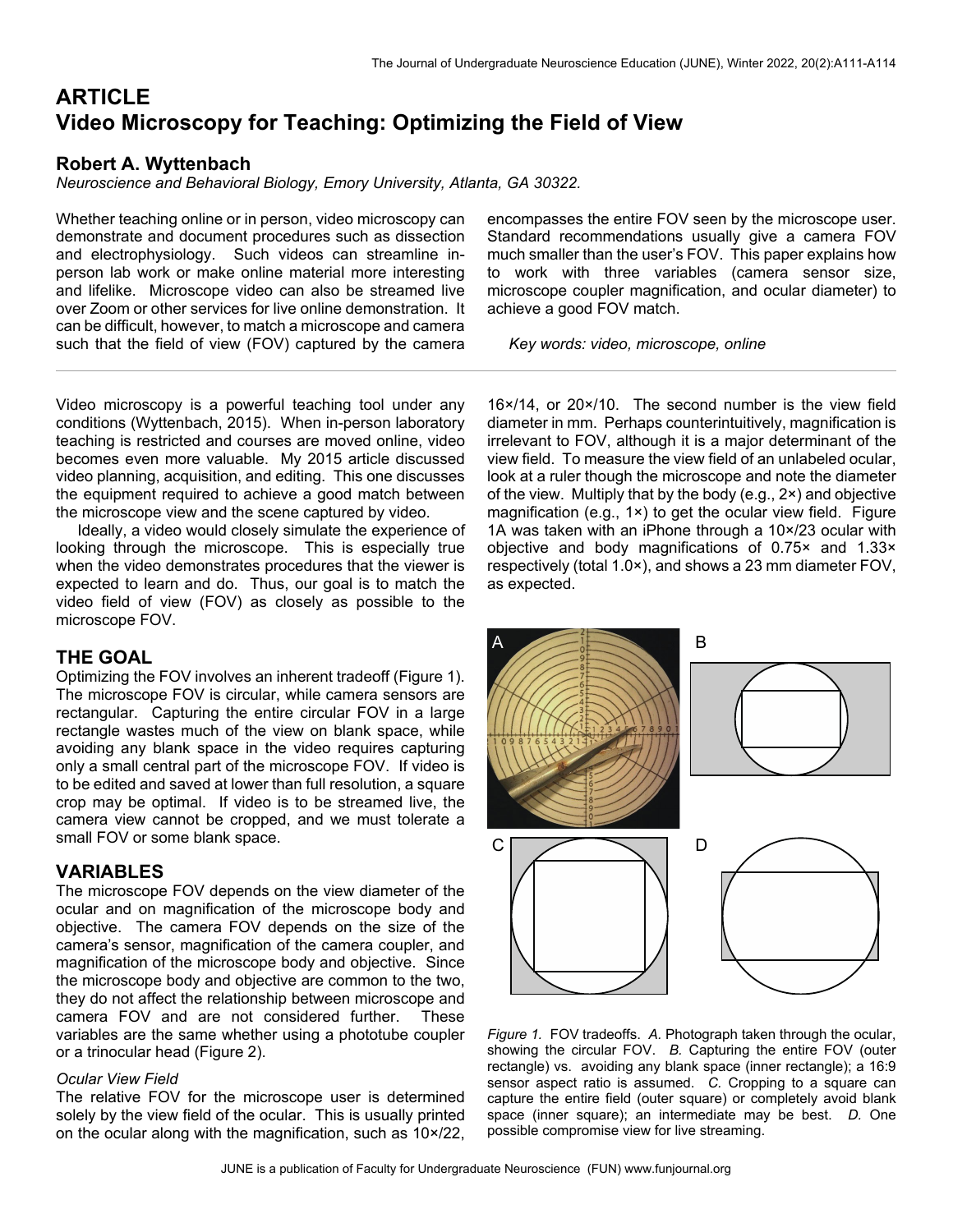# ARTICLE
# Video Microscopy for Teaching: Optimizing the Field of View

## Robert A. Wyttenbach

*Neuroscience and Behavioral Biology, Emory University, Atlanta, GA 30322.*

Whether teaching online or in person, video microscopy can demonstrate and document procedures such as dissection and electrophysiology. Such videos can streamline in-person lab work or make online material more interesting and lifelike. Microscope video can also be streamed live over Zoom or other services for live online demonstration. It can be difficult, however, to match a microscope and camera such that the field of view (FOV) captured by the camera encompasses the entire FOV seen by the microscope user. Standard recommendations usually give a camera FOV much smaller than the user's FOV. This paper explains how to work with three variables (camera sensor size, microscope coupler magnification, and ocular diameter) to achieve a good FOV match.

*Key words: video, microscope, online*

---

Video microscopy is a powerful teaching tool under any conditions (Wyttenbach, 2015). When in-person laboratory teaching is restricted and courses are moved online, video becomes even more valuable. My 2015 article discussed video planning, acquisition, and editing. This one discusses the equipment required to achieve a good match between the microscope view and the scene captured by video.

Ideally, a video would closely simulate the experience of looking through the microscope. This is especially true when the video demonstrates procedures that the viewer is expected to learn and do. Thus, our goal is to match the video field of view (FOV) as closely as possible to the microscope FOV.

## THE GOAL

Optimizing the FOV involves an inherent tradeoff (Figure 1). The microscope FOV is circular, while camera sensors are rectangular. Capturing the entire circular FOV in a large rectangle wastes much of the view on blank space, while avoiding any blank space in the video requires capturing only a small central part of the microscope FOV. If video is to be edited and saved at lower than full resolution, a square crop may be optimal. If video is to be streamed live, the camera view cannot be cropped, and we must tolerate a small FOV or some blank space.

## VARIABLES

The microscope FOV depends on the view diameter of the ocular and on magnification of the microscope body and objective. The camera FOV depends on the size of the camera's sensor, magnification of the camera coupler, and magnification of the microscope body and objective. Since the microscope body and objective are common to the two, they do not affect the relationship between microscope and camera FOV and are not considered further. These variables are the same whether using a phototube coupler or a trinocular head (Figure 2).

### *Ocular View Field*

The relative FOV for the microscope user is determined solely by the view field of the ocular. This is usually printed on the ocular along with the magnification, such as 10×/22, 16×/14, or 20×/10. The second number is the view field diameter in mm. Perhaps counterintuitively, magnification is irrelevant to FOV, although it is a major determinant of the view field. To measure the view field of an unlabeled ocular, look at a ruler though the microscope and note the diameter of the view. Multiply that by the body (e.g., 2×) and objective magnification (e.g., 1×) to get the ocular view field. Figure 1A was taken with an iPhone through a 10×/23 ocular with objective and body magnifications of 0.75× and 1.33× respectively (total 1.0×), and shows a 23 mm diameter FOV, as expected.

*Figure 1.* FOV tradeoffs. *A.* Photograph taken through the ocular, showing the circular FOV. *B.* Capturing the entire FOV (outer rectangle) vs. avoiding any blank space (inner rectangle); a 16:9 sensor aspect ratio is assumed. *C.* Cropping to a square can capture the entire field (outer square) or completely avoid blank space (inner square); an intermediate may be best. *D.* One possible compromise view for live streaming.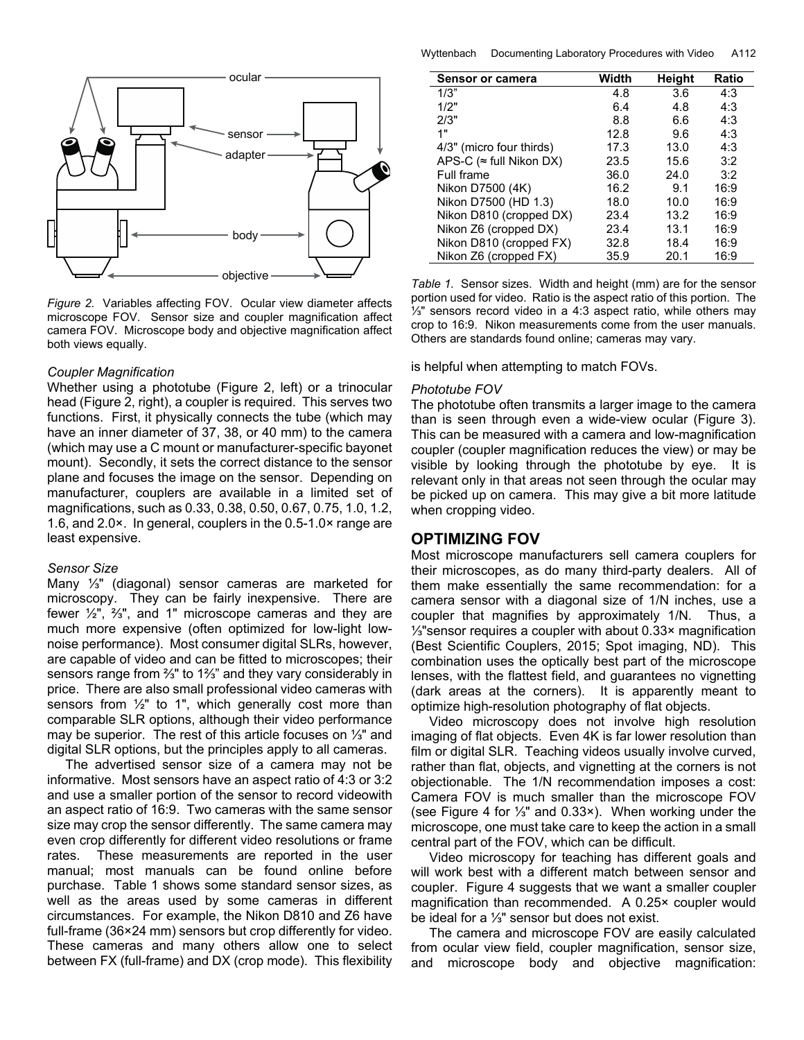Figure 2. Variables affecting FOV. Ocular view diameter affects microscope FOV. Sensor size and coupler magnification affect camera FOV. Microscope body and objective magnification affect both views equally.

### Coupler Magnification

Whether using a phototube (Figure 2, left) or a trinocular head (Figure 2, right), a coupler is required. This serves two functions. First, it physically connects the tube (which may have an inner diameter of 37, 38, or 40 mm) to the camera (which may use a C mount or manufacturer-specific bayonet mount). Secondly, it sets the correct distance to the sensor plane and focuses the image on the sensor. Depending on manufacturer, couplers are available in a limited set of magnifications, such as 0.33, 0.38, 0.50, 0.67, 0.75, 1.0, 1.2, 1.6, and 2.0×. In general, couplers in the 0.5-1.0× range are least expensive.

### Sensor Size

Many ⅓" (diagonal) sensor cameras are marketed for microscopy. They can be fairly inexpensive. There are fewer ½", ⅔", and 1" microscope cameras and they are much more expensive (often optimized for low-light low-noise performance). Most consumer digital SLRs, however, are capable of video and can be fitted to microscopes; their sensors range from ⅔" to 1⅔" and they vary considerably in price. There are also small professional video cameras with sensors from ½" to 1", which generally cost more than comparable SLR options, although their video performance may be superior. The rest of this article focuses on ⅓" and digital SLR options, but the principles apply to all cameras.

The advertised sensor size of a camera may not be informative. Most sensors have an aspect ratio of 4:3 or 3:2 and use a smaller portion of the sensor to record videowith an aspect ratio of 16:9. Two cameras with the same sensor size may crop the sensor differently. The same camera may even crop differently for different video resolutions or frame rates. These measurements are reported in the user manual; most manuals can be found online before purchase. Table 1 shows some standard sensor sizes, as well as the areas used by some cameras in different circumstances. For example, the Nikon D810 and Z6 have full-frame (36×24 mm) sensors but crop differently for video. These cameras and many others allow one to select between FX (full-frame) and DX (crop mode). This flexibility is helpful when attempting to match FOVs.

| Sensor or camera | Width | Height | Ratio |
|---|---|---|---|
| 1/3" | 4.8 | 3.6 | 4:3 |
| 1/2" | 6.4 | 4.8 | 4:3 |
| 2/3" | 8.8 | 6.6 | 4:3 |
| 1" | 12.8 | 9.6 | 4:3 |
| 4/3" (micro four thirds) | 17.3 | 13.0 | 4:3 |
| APS-C (≈ full Nikon DX) | 23.5 | 15.6 | 3:2 |
| Full frame | 36.0 | 24.0 | 3:2 |
| Nikon D7500 (4K) | 16.2 | 9.1 | 16:9 |
| Nikon D7500 (HD 1.3) | 18.0 | 10.0 | 16:9 |
| Nikon D810 (cropped DX) | 23.4 | 13.2 | 16:9 |
| Nikon Z6 (cropped DX) | 23.4 | 13.1 | 16:9 |
| Nikon D810 (cropped FX) | 32.8 | 18.4 | 16:9 |
| Nikon Z6 (cropped FX) | 35.9 | 20.1 | 16:9 |

Table 1. Sensor sizes. Width and height (mm) are for the sensor portion used for video. Ratio is the aspect ratio of this portion. The ⅓" sensors record video in a 4:3 aspect ratio, while others may crop to 16:9. Nikon measurements come from the user manuals. Others are standards found online; cameras may vary.

### Phototube FOV

The phototube often transmits a larger image to the camera than is seen through even a wide-view ocular (Figure 3). This can be measured with a camera and low-magnification coupler (coupler magnification reduces the view) or may be visible by looking through the phototube by eye. It is relevant only in that areas not seen through the ocular may be picked up on camera. This may give a bit more latitude when cropping video.

## OPTIMIZING FOV

Most microscope manufacturers sell camera couplers for their microscopes, as do many third-party dealers. All of them make essentially the same recommendation: for a camera sensor with a diagonal size of 1/N inches, use a coupler that magnifies by approximately 1/N. Thus, a ⅓"sensor requires a coupler with about 0.33× magnification (Best Scientific Couplers, 2015; Spot imaging, ND). This combination uses the optically best part of the microscope lenses, with the flattest field, and guarantees no vignetting (dark areas at the corners). It is apparently meant to optimize high-resolution photography of flat objects.

Video microscopy does not involve high resolution imaging of flat objects. Even 4K is far lower resolution than film or digital SLR. Teaching videos usually involve curved, rather than flat, objects, and vignetting at the corners is not objectionable. The 1/N recommendation imposes a cost: Camera FOV is much smaller than the microscope FOV (see Figure 4 for ⅓" and 0.33×). When working under the microscope, one must take care to keep the action in a small central part of the FOV, which can be difficult.

Video microscopy for teaching has different goals and will work best with a different match between sensor and coupler. Figure 4 suggests that we want a smaller coupler magnification than recommended. A 0.25× coupler would be ideal for a ⅓" sensor but does not exist.

The camera and microscope FOV are easily calculated from ocular view field, coupler magnification, sensor size, and microscope body and objective magnification: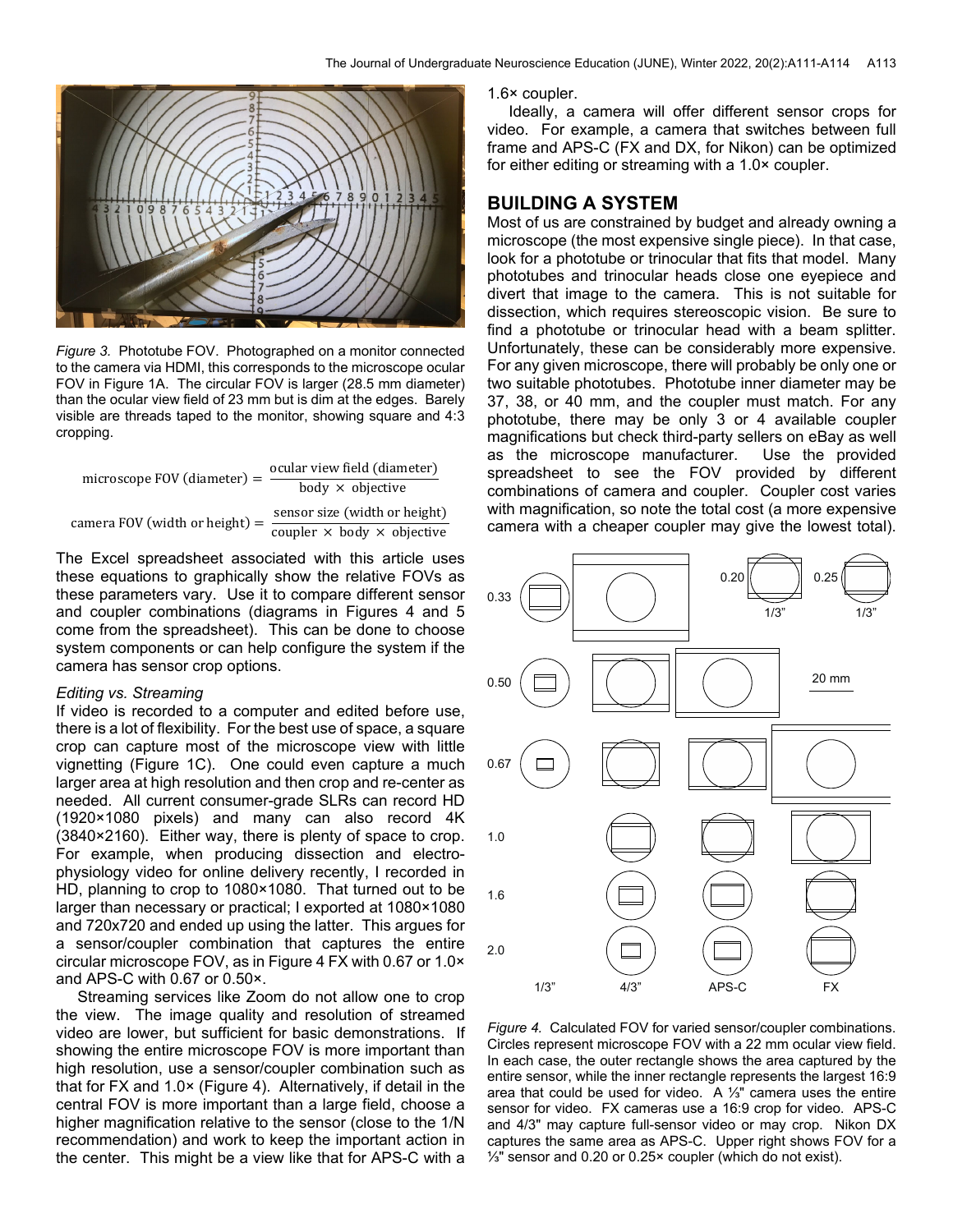*Figure 3.* Phototube FOV. Photographed on a monitor connected to the camera via HDMI, this corresponds to the microscope ocular FOV in Figure 1A. The circular FOV is larger (28.5 mm diameter) than the ocular view field of 23 mm but is dim at the edges. Barely visible are threads taped to the monitor, showing square and 4:3 cropping.

$$\text{microscope FOV (diameter)} = \frac{\text{ocular view field (diameter)}}{\text{body} \times \text{objective}}$$

$$\text{camera FOV (width or height)} = \frac{\text{sensor size (width or height)}}{\text{coupler} \times \text{body} \times \text{objective}}$$

The Excel spreadsheet associated with this article uses these equations to graphically show the relative FOVs as these parameters vary. Use it to compare different sensor and coupler combinations (diagrams in Figures 4 and 5 come from the spreadsheet). This can be done to choose system components or can help configure the system if the camera has sensor crop options.

*Editing vs. Streaming*

If video is recorded to a computer and edited before use, there is a lot of flexibility. For the best use of space, a square crop can capture most of the microscope view with little vignetting (Figure 1C). One could even capture a much larger area at high resolution and then crop and re-center as needed. All current consumer-grade SLRs can record HD (1920×1080 pixels) and many can also record 4K (3840×2160). Either way, there is plenty of space to crop. For example, when producing dissection and electrophysiology video for online delivery recently, I recorded in HD, planning to crop to 1080×1080. That turned out to be larger than necessary or practical; I exported at 1080×1080 and 720x720 and ended up using the latter. This argues for a sensor/coupler combination that captures the entire circular microscope FOV, as in Figure 4 FX with 0.67 or 1.0× and APS-C with 0.67 or 0.50×.

Streaming services like Zoom do not allow one to crop the view. The image quality and resolution of streamed video are lower, but sufficient for basic demonstrations. If showing the entire microscope FOV is more important than high resolution, use a sensor/coupler combination such as that for FX and 1.0× (Figure 4). Alternatively, if detail in the central FOV is more important than a large field, choose a higher magnification relative to the sensor (close to the 1/N recommendation) and work to keep the important action in the center. This might be a view like that for APS-C with a 1.6× coupler.

Ideally, a camera will offer different sensor crops for video. For example, a camera that switches between full frame and APS-C (FX and DX, for Nikon) can be optimized for either editing or streaming with a 1.0× coupler.

## BUILDING A SYSTEM

Most of us are constrained by budget and already owning a microscope (the most expensive single piece). In that case, look for a phototube or trinocular that fits that model. Many phototubes and trinocular heads close one eyepiece and divert that image to the camera. This is not suitable for dissection, which requires stereoscopic vision. Be sure to find a phototube or trinocular head with a beam splitter. Unfortunately, these can be considerably more expensive. For any given microscope, there will probably be only one or two suitable phototubes. Phototube inner diameter may be 37, 38, or 40 mm, and the coupler must match. For any phototube, there may be only 3 or 4 available coupler magnifications but check third-party sellers on eBay as well as the microscope manufacturer. Use the provided spreadsheet to see the FOV provided by different combinations of camera and coupler. Coupler cost varies with magnification, so note the total cost (a more expensive camera with a cheaper coupler may give the lowest total).

*Figure 4.* Calculated FOV for varied sensor/coupler combinations. Circles represent microscope FOV with a 22 mm ocular view field. In each case, the outer rectangle shows the area captured by the entire sensor, while the inner rectangle represents the largest 16:9 area that could be used for video. A ⅓" camera uses the entire sensor for video. FX cameras use a 16:9 crop for video. APS-C and 4/3" may capture full-sensor video or may crop. Nikon DX captures the same area as APS-C. Upper right shows FOV for a ⅓" sensor and 0.20 or 0.25× coupler (which do not exist).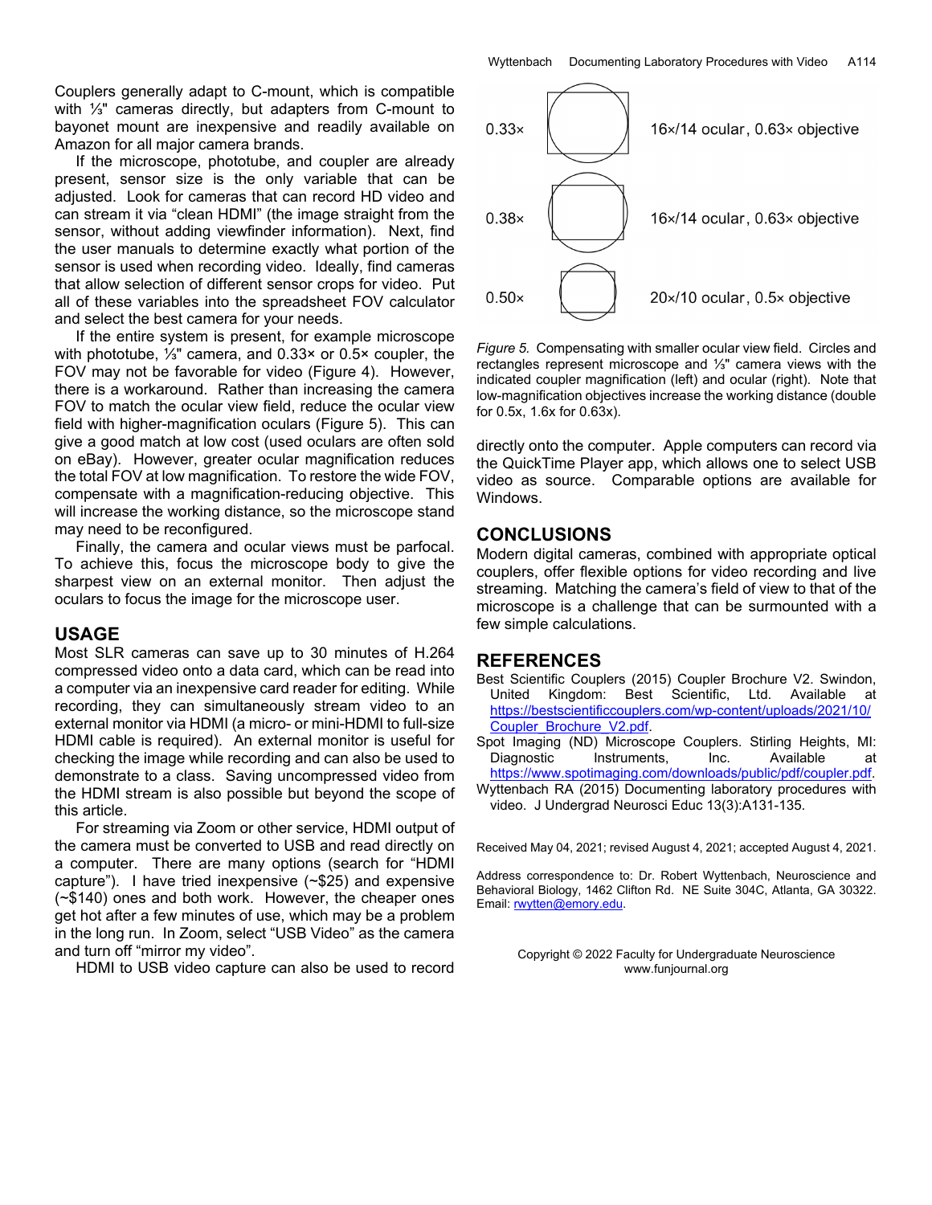Couplers generally adapt to C-mount, which is compatible with ⅓" cameras directly, but adapters from C-mount to bayonet mount are inexpensive and readily available on Amazon for all major camera brands.

If the microscope, phototube, and coupler are already present, sensor size is the only variable that can be adjusted. Look for cameras that can record HD video and can stream it via "clean HDMI" (the image straight from the sensor, without adding viewfinder information). Next, find the user manuals to determine exactly what portion of the sensor is used when recording video. Ideally, find cameras that allow selection of different sensor crops for video. Put all of these variables into the spreadsheet FOV calculator and select the best camera for your needs.

If the entire system is present, for example microscope with phototube, ⅓" camera, and 0.33× or 0.5× coupler, the FOV may not be favorable for video (Figure 4). However, there is a workaround. Rather than increasing the camera FOV to match the ocular view field, reduce the ocular view field with higher-magnification oculars (Figure 5). This can give a good match at low cost (used oculars are often sold on eBay). However, greater ocular magnification reduces the total FOV at low magnification. To restore the wide FOV, compensate with a magnification-reducing objective. This will increase the working distance, so the microscope stand may need to be reconfigured.

Finally, the camera and ocular views must be parfocal. To achieve this, focus the microscope body to give the sharpest view on an external monitor. Then adjust the oculars to focus the image for the microscope user.

## USAGE

Most SLR cameras can save up to 30 minutes of H.264 compressed video onto a data card, which can be read into a computer via an inexpensive card reader for editing. While recording, they can simultaneously stream video to an external monitor via HDMI (a micro- or mini-HDMI to full-size HDMI cable is required). An external monitor is useful for checking the image while recording and can also be used to demonstrate to a class. Saving uncompressed video from the HDMI stream is also possible but beyond the scope of this article.

For streaming via Zoom or other service, HDMI output of the camera must be converted to USB and read directly on a computer. There are many options (search for "HDMI capture"). I have tried inexpensive (~$25) and expensive (~$140) ones and both work. However, the cheaper ones get hot after a few minutes of use, which may be a problem in the long run. In Zoom, select "USB Video" as the camera and turn off "mirror my video".

HDMI to USB video capture can also be used to record directly onto the computer. Apple computers can record via the QuickTime Player app, which allows one to select USB video as source. Comparable options are available for Windows.

0.33× 16×/14 ocular, 0.63× objective

0.38× 16×/14 ocular, 0.63× objective

0.50× 20×/10 ocular, 0.5× objective

*Figure 5.* Compensating with smaller ocular view field. Circles and rectangles represent microscope and ⅓" camera views with the indicated coupler magnification (left) and ocular (right). Note that low-magnification objectives increase the working distance (double for 0.5x, 1.6x for 0.63x).

## CONCLUSIONS

Modern digital cameras, combined with appropriate optical couplers, offer flexible options for video recording and live streaming. Matching the camera's field of view to that of the microscope is a challenge that can be surmounted with a few simple calculations.

## REFERENCES

Best Scientific Couplers (2015) Coupler Brochure V2. Swindon, United Kingdom: Best Scientific, Ltd. Available at https://bestscientificcouplers.com/wp-content/uploads/2021/10/Coupler_Brochure_V2.pdf.

Spot Imaging (ND) Microscope Couplers. Stirling Heights, MI: Diagnostic Instruments, Inc. Available at https://www.spotimaging.com/downloads/public/pdf/coupler.pdf.

Wyttenbach RA (2015) Documenting laboratory procedures with video. J Undergrad Neurosci Educ 13(3):A131-135.

Received May 04, 2021; revised August 4, 2021; accepted August 4, 2021.

Address correspondence to: Dr. Robert Wyttenbach, Neuroscience and Behavioral Biology, 1462 Clifton Rd. NE Suite 304C, Atlanta, GA 30322. Email: rwytten@emory.edu.

Copyright © 2022 Faculty for Undergraduate Neuroscience
www.funjournal.org